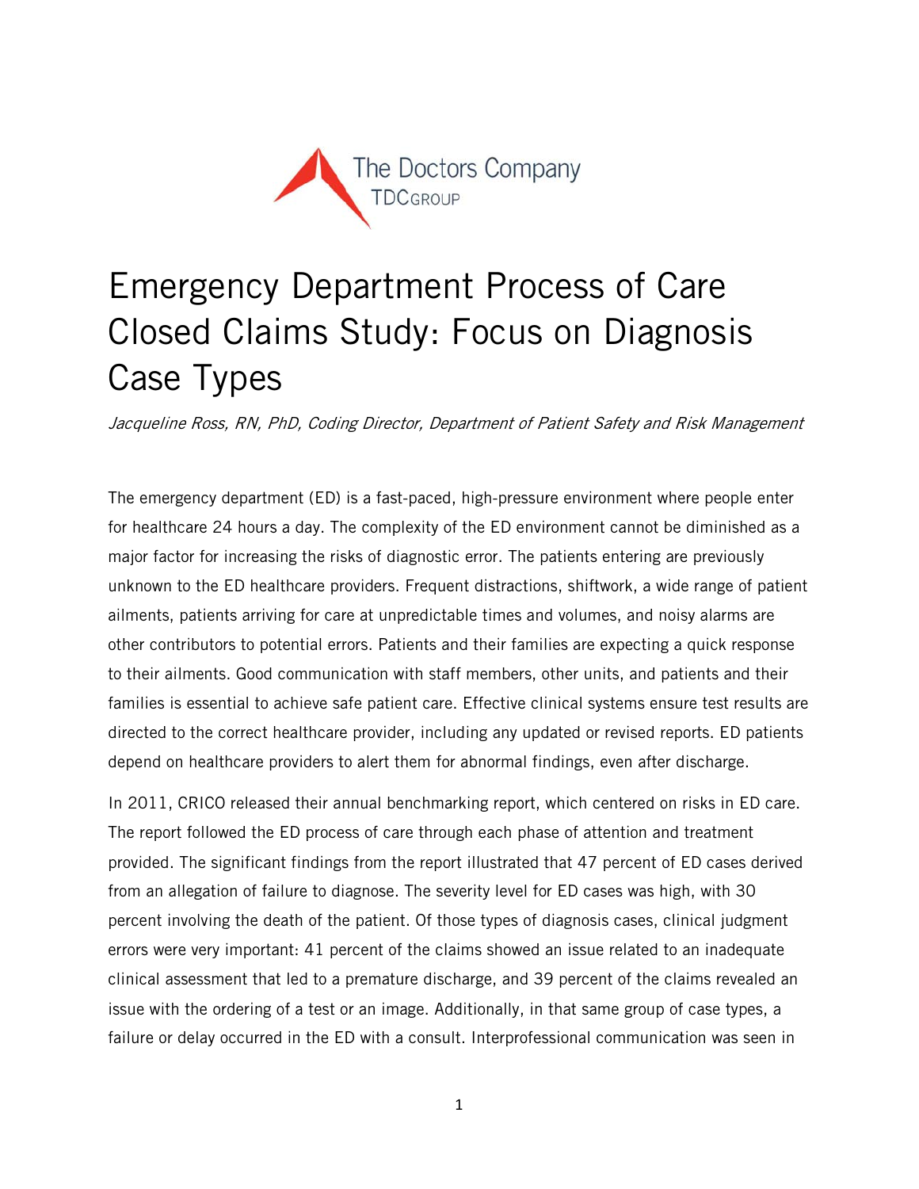The Doctors Company
TDCGROUP

# Emergency Department Process of Care Closed Claims Study: Focus on Diagnosis Case Types

*Jacqueline Ross, RN, PhD, Coding Director, Department of Patient Safety and Risk Management*

The emergency department (ED) is a fast-paced, high-pressure environment where people enter for healthcare 24 hours a day. The complexity of the ED environment cannot be diminished as a major factor for increasing the risks of diagnostic error. The patients entering are previously unknown to the ED healthcare providers. Frequent distractions, shiftwork, a wide range of patient ailments, patients arriving for care at unpredictable times and volumes, and noisy alarms are other contributors to potential errors. Patients and their families are expecting a quick response to their ailments. Good communication with staff members, other units, and patients and their families is essential to achieve safe patient care. Effective clinical systems ensure test results are directed to the correct healthcare provider, including any updated or revised reports. ED patients depend on healthcare providers to alert them for abnormal findings, even after discharge.

In 2011, CRICO released their annual benchmarking report, which centered on risks in ED care. The report followed the ED process of care through each phase of attention and treatment provided. The significant findings from the report illustrated that 47 percent of ED cases derived from an allegation of failure to diagnose. The severity level for ED cases was high, with 30 percent involving the death of the patient. Of those types of diagnosis cases, clinical judgment errors were very important: 41 percent of the claims showed an issue related to an inadequate clinical assessment that led to a premature discharge, and 39 percent of the claims revealed an issue with the ordering of a test or an image. Additionally, in that same group of case types, a failure or delay occurred in the ED with a consult. Interprofessional communication was seen in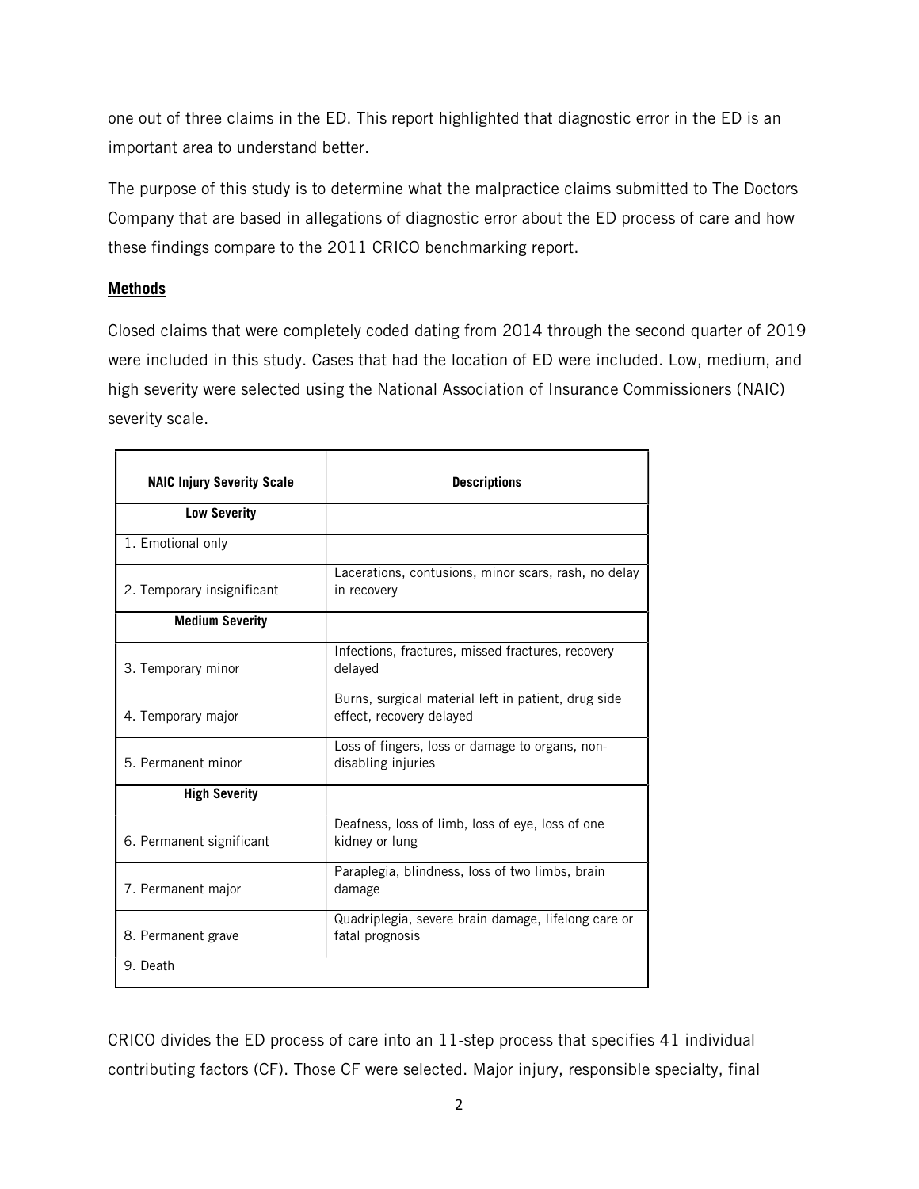one out of three claims in the ED. This report highlighted that diagnostic error in the ED is an important area to understand better.

The purpose of this study is to determine what the malpractice claims submitted to The Doctors Company that are based in allegations of diagnostic error about the ED process of care and how these findings compare to the 2011 CRICO benchmarking report.

## Methods

Closed claims that were completely coded dating from 2014 through the second quarter of 2019 were included in this study. Cases that had the location of ED were included. Low, medium, and high severity were selected using the National Association of Insurance Commissioners (NAIC) severity scale.

| NAIC Injury Severity Scale | Descriptions |
|---|---|
| **Low Severity** | |
| 1. Emotional only | |
| 2. Temporary insignificant | Lacerations, contusions, minor scars, rash, no delay in recovery |
| **Medium Severity** | |
| 3. Temporary minor | Infections, fractures, missed fractures, recovery delayed |
| 4. Temporary major | Burns, surgical material left in patient, drug side effect, recovery delayed |
| 5. Permanent minor | Loss of fingers, loss or damage to organs, non-disabling injuries |
| **High Severity** | |
| 6. Permanent significant | Deafness, loss of limb, loss of eye, loss of one kidney or lung |
| 7. Permanent major | Paraplegia, blindness, loss of two limbs, brain damage |
| 8. Permanent grave | Quadriplegia, severe brain damage, lifelong care or fatal prognosis |
| 9. Death | |

CRICO divides the ED process of care into an 11-step process that specifies 41 individual contributing factors (CF). Those CF were selected. Major injury, responsible specialty, final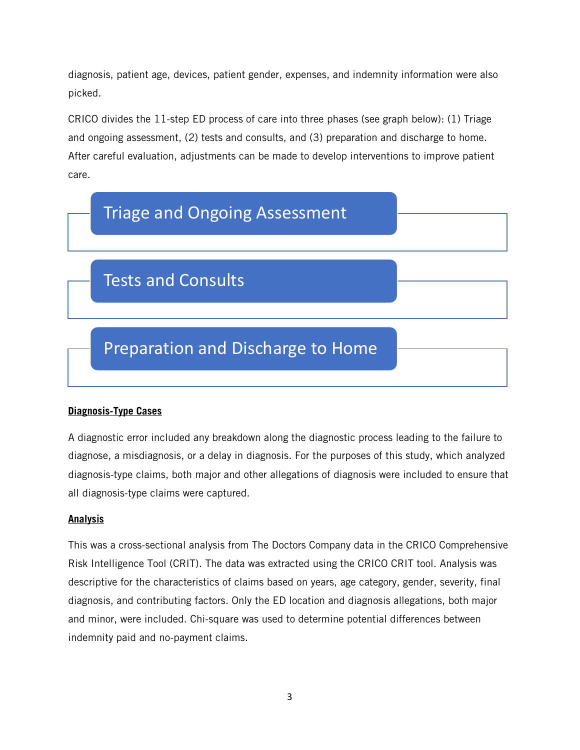diagnosis, patient age, devices, patient gender, expenses, and indemnity information were also picked.

CRICO divides the 11-step ED process of care into three phases (see graph below): (1) Triage and ongoing assessment, (2) tests and consults, and (3) preparation and discharge to home. After careful evaluation, adjustments can be made to develop interventions to improve patient care.

- Triage and Ongoing Assessment
- Tests and Consults
- Preparation and Discharge to Home

**Diagnosis-Type Cases**

A diagnostic error included any breakdown along the diagnostic process leading to the failure to diagnose, a misdiagnosis, or a delay in diagnosis. For the purposes of this study, which analyzed diagnosis-type claims, both major and other allegations of diagnosis were included to ensure that all diagnosis-type claims were captured.

**Analysis**

This was a cross-sectional analysis from The Doctors Company data in the CRICO Comprehensive Risk Intelligence Tool (CRIT). The data was extracted using the CRICO CRIT tool. Analysis was descriptive for the characteristics of claims based on years, age category, gender, severity, final diagnosis, and contributing factors. Only the ED location and diagnosis allegations, both major and minor, were included. Chi-square was used to determine potential differences between indemnity paid and no-payment claims.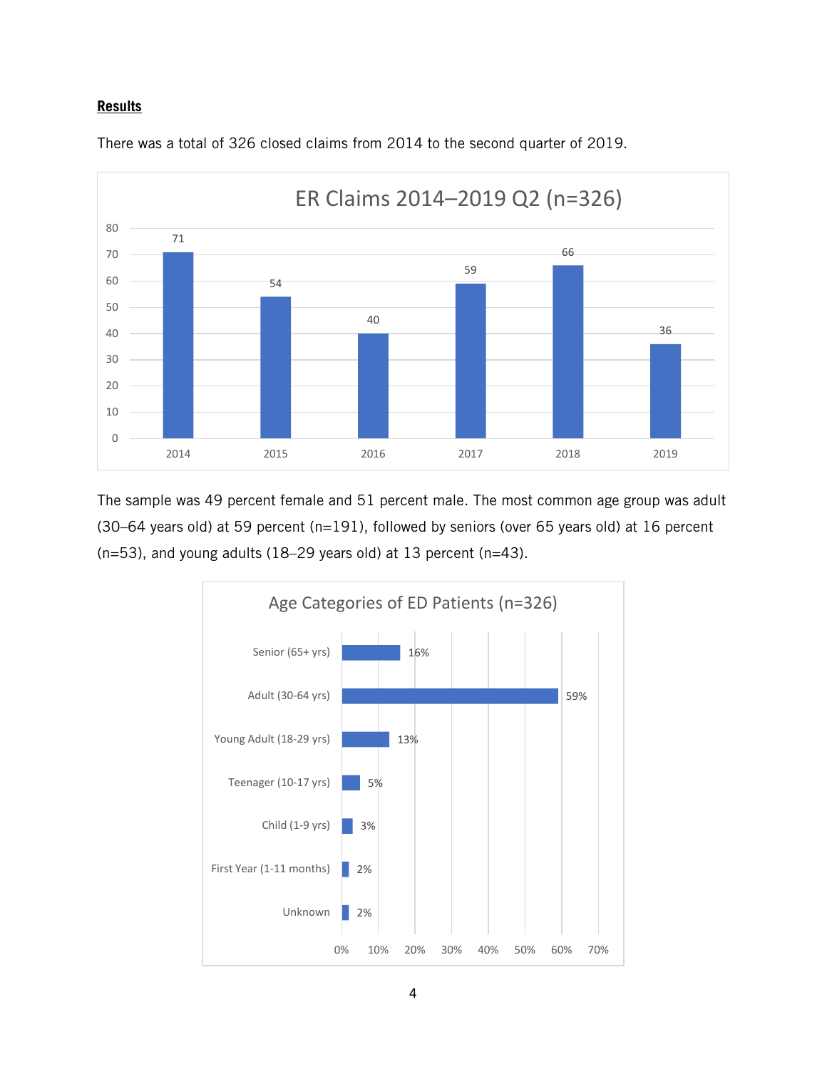**Results**

There was a total of 326 closed claims from 2014 to the second quarter of 2019.

ER Claims 2014–2019 Q2 (n=326)

| Year | Claims |
|---|---|
| 2014 | 71 |
| 2015 | 54 |
| 2016 | 40 |
| 2017 | 59 |
| 2018 | 66 |
| 2019 | 36 |

The sample was 49 percent female and 51 percent male. The most common age group was adult (30–64 years old) at 59 percent (n=191), followed by seniors (over 65 years old) at 16 percent (n=53), and young adults (18–29 years old) at 13 percent (n=43).

Age Categories of ED Patients (n=326)

| Age Category | Percent |
|---|---|
| Senior (65+ yrs) | 16% |
| Adult (30-64 yrs) | 59% |
| Young Adult (18-29 yrs) | 13% |
| Teenager (10-17 yrs) | 5% |
| Child (1-9 yrs) | 3% |
| First Year (1-11 months) | 2% |
| Unknown | 2% |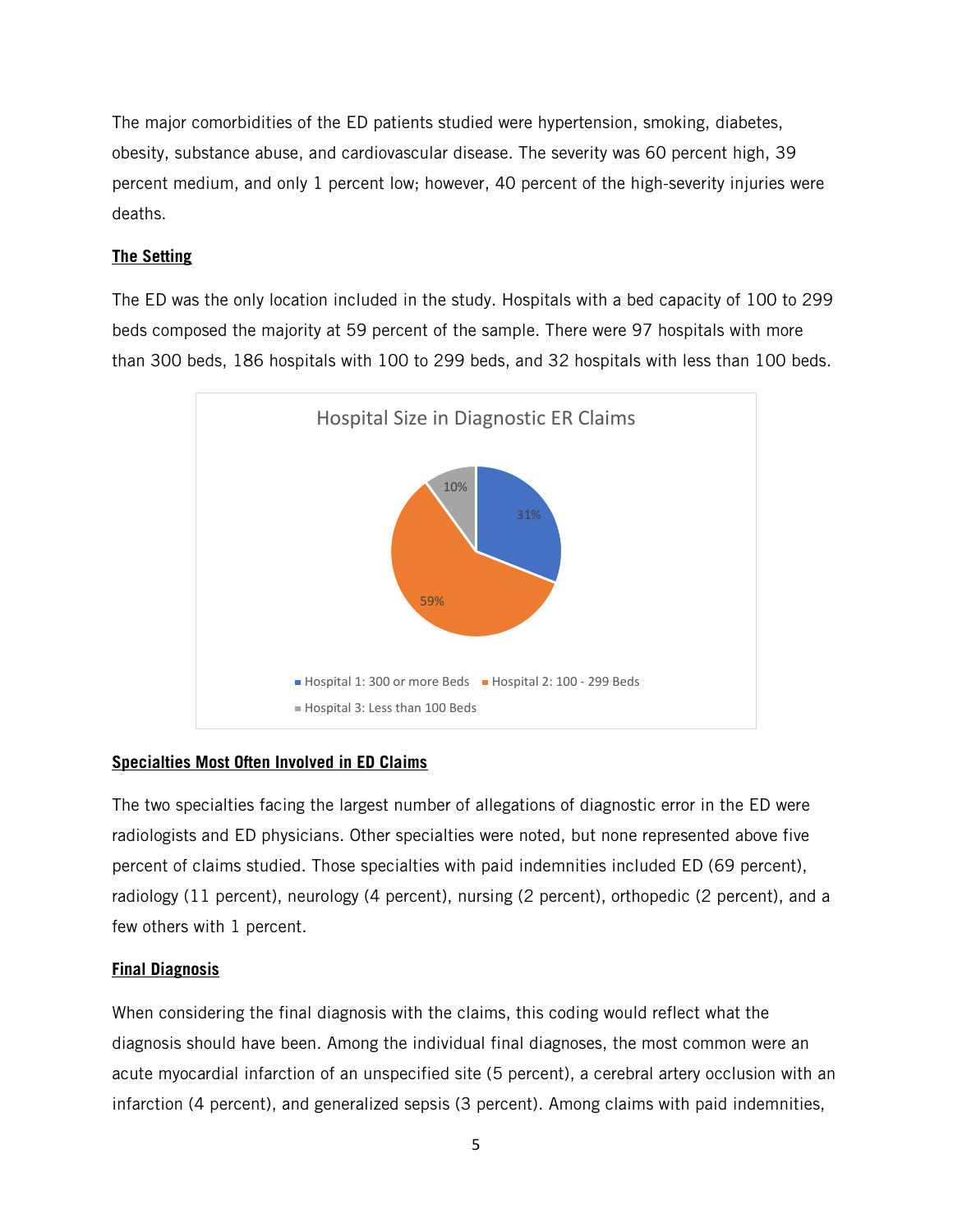The major comorbidities of the ED patients studied were hypertension, smoking, diabetes, obesity, substance abuse, and cardiovascular disease. The severity was 60 percent high, 39 percent medium, and only 1 percent low; however, 40 percent of the high-severity injuries were deaths.

**The Setting**

The ED was the only location included in the study. Hospitals with a bed capacity of 100 to 299 beds composed the majority at 59 percent of the sample. There were 97 hospitals with more than 300 beds, 186 hospitals with 100 to 299 beds, and 32 hospitals with less than 100 beds.

Hospital Size in Diagnostic ER Claims

| Hospital | Percent |
|---|---|
| Hospital 1: 300 or more Beds | 31% |
| Hospital 2: 100 - 299 Beds | 59% |
| Hospital 3: Less than 100 Beds | 10% |

**Specialties Most Often Involved in ED Claims**

The two specialties facing the largest number of allegations of diagnostic error in the ED were radiologists and ED physicians. Other specialties were noted, but none represented above five percent of claims studied. Those specialties with paid indemnities included ED (69 percent), radiology (11 percent), neurology (4 percent), nursing (2 percent), orthopedic (2 percent), and a few others with 1 percent.

**Final Diagnosis**

When considering the final diagnosis with the claims, this coding would reflect what the diagnosis should have been. Among the individual final diagnoses, the most common were an acute myocardial infarction of an unspecified site (5 percent), a cerebral artery occlusion with an infarction (4 percent), and generalized sepsis (3 percent). Among claims with paid indemnities,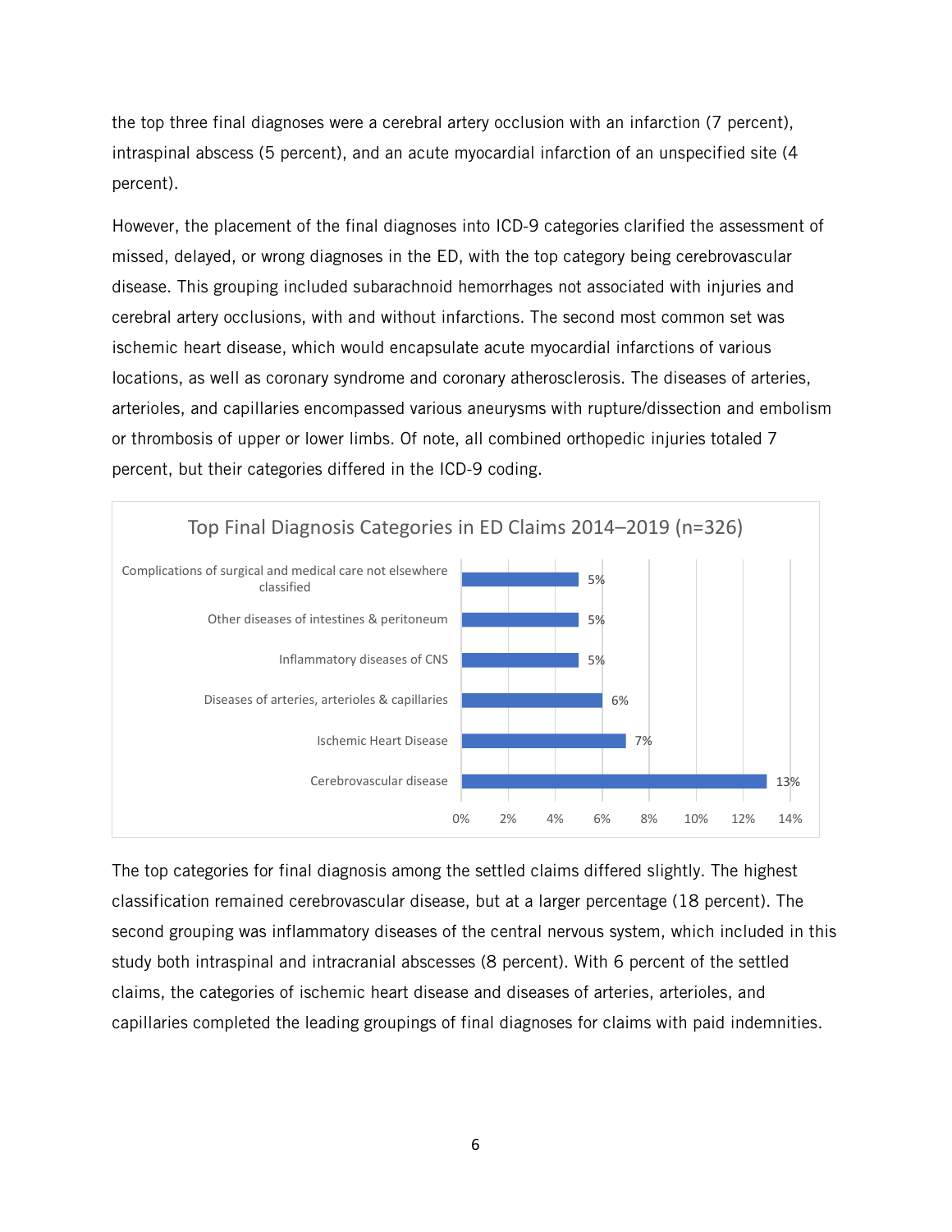the top three final diagnoses were a cerebral artery occlusion with an infarction (7 percent), intraspinal abscess (5 percent), and an acute myocardial infarction of an unspecified site (4 percent).

However, the placement of the final diagnoses into ICD-9 categories clarified the assessment of missed, delayed, or wrong diagnoses in the ED, with the top category being cerebrovascular disease. This grouping included subarachnoid hemorrhages not associated with injuries and cerebral artery occlusions, with and without infarctions. The second most common set was ischemic heart disease, which would encapsulate acute myocardial infarctions of various locations, as well as coronary syndrome and coronary atherosclerosis. The diseases of arteries, arterioles, and capillaries encompassed various aneurysms with rupture/dissection and embolism or thrombosis of upper or lower limbs. Of note, all combined orthopedic injuries totaled 7 percent, but their categories differed in the ICD-9 coding.

**Top Final Diagnosis Categories in ED Claims 2014–2019 (n=326)**

| Category | Percent |
| --- | --- |
| Complications of surgical and medical care not elsewhere classified | 5% |
| Other diseases of intestines & peritoneum | 5% |
| Inflammatory diseases of CNS | 5% |
| Diseases of arteries, arterioles & capillaries | 6% |
| Ischemic Heart Disease | 7% |
| Cerebrovascular disease | 13% |

The top categories for final diagnosis among the settled claims differed slightly. The highest classification remained cerebrovascular disease, but at a larger percentage (18 percent). The second grouping was inflammatory diseases of the central nervous system, which included in this study both intraspinal and intracranial abscesses (8 percent). With 6 percent of the settled claims, the categories of ischemic heart disease and diseases of arteries, arterioles, and capillaries completed the leading groupings of final diagnoses for claims with paid indemnities.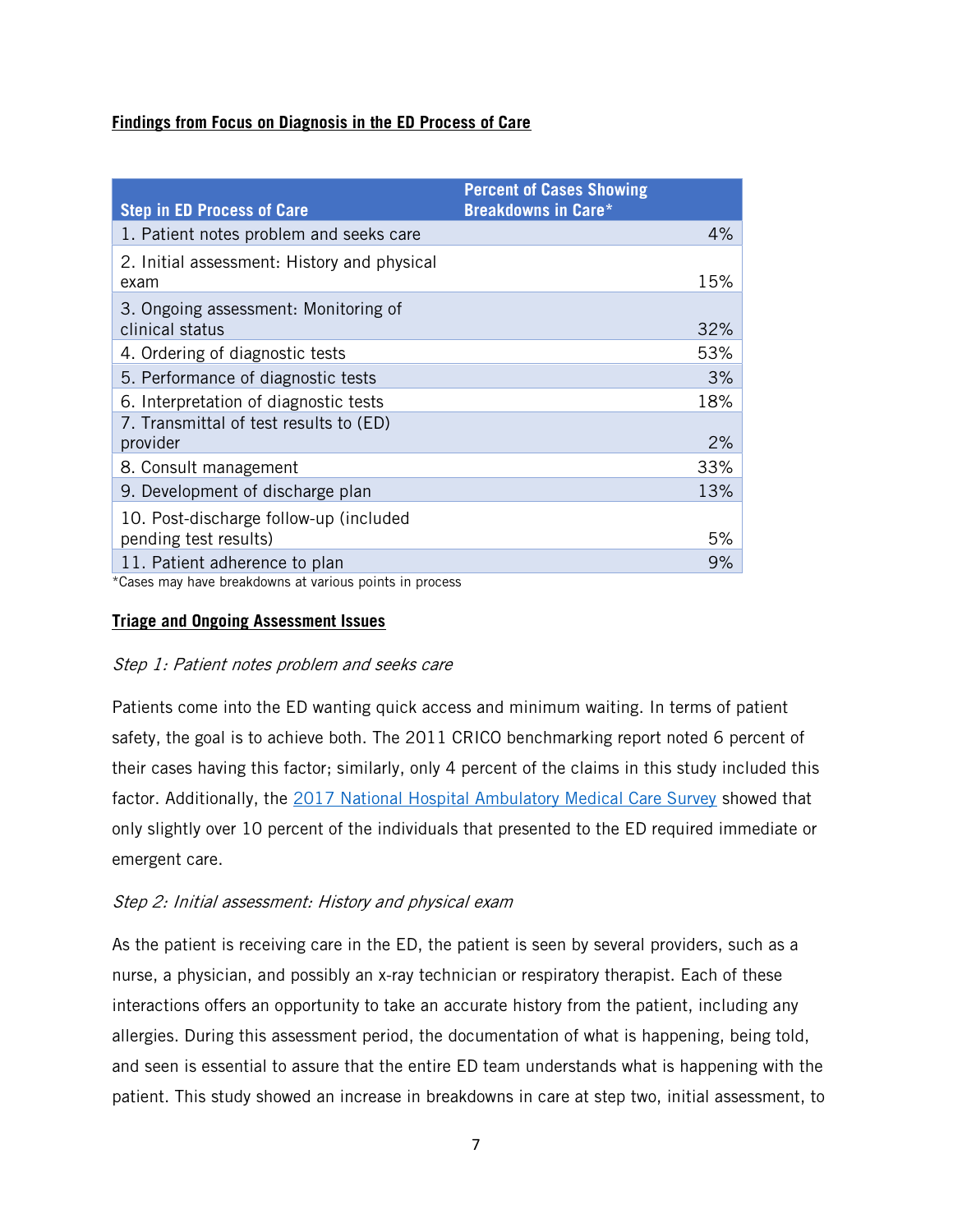**Findings from Focus on Diagnosis in the ED Process of Care**

| Step in ED Process of Care | Percent of Cases Showing Breakdowns in Care* |
|---|---|
| 1. Patient notes problem and seeks care | 4% |
| 2. Initial assessment: History and physical exam | 15% |
| 3. Ongoing assessment: Monitoring of clinical status | 32% |
| 4. Ordering of diagnostic tests | 53% |
| 5. Performance of diagnostic tests | 3% |
| 6. Interpretation of diagnostic tests | 18% |
| 7. Transmittal of test results to (ED) provider | 2% |
| 8. Consult management | 33% |
| 9. Development of discharge plan | 13% |
| 10. Post-discharge follow-up (included pending test results) | 5% |
| 11. Patient adherence to plan | 9% |

*Cases may have breakdowns at various points in process

**Triage and Ongoing Assessment Issues**

*Step 1: Patient notes problem and seeks care*

Patients come into the ED wanting quick access and minimum waiting. In terms of patient safety, the goal is to achieve both. The 2011 CRICO benchmarking report noted 6 percent of their cases having this factor; similarly, only 4 percent of the claims in this study included this factor. Additionally, the 2017 National Hospital Ambulatory Medical Care Survey showed that only slightly over 10 percent of the individuals that presented to the ED required immediate or emergent care.

*Step 2: Initial assessment: History and physical exam*

As the patient is receiving care in the ED, the patient is seen by several providers, such as a nurse, a physician, and possibly an x-ray technician or respiratory therapist. Each of these interactions offers an opportunity to take an accurate history from the patient, including any allergies. During this assessment period, the documentation of what is happening, being told, and seen is essential to assure that the entire ED team understands what is happening with the patient. This study showed an increase in breakdowns in care at step two, initial assessment, to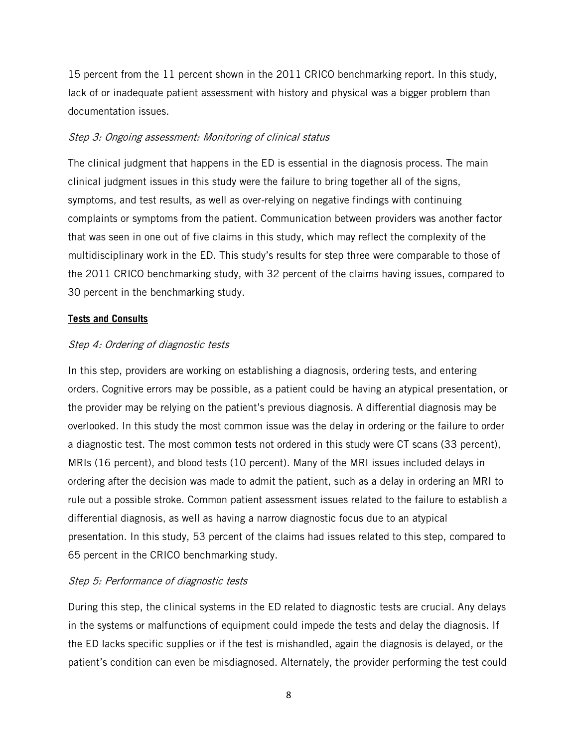15 percent from the 11 percent shown in the 2011 CRICO benchmarking report. In this study, lack of or inadequate patient assessment with history and physical was a bigger problem than documentation issues.

*Step 3: Ongoing assessment: Monitoring of clinical status*

The clinical judgment that happens in the ED is essential in the diagnosis process. The main clinical judgment issues in this study were the failure to bring together all of the signs, symptoms, and test results, as well as over-relying on negative findings with continuing complaints or symptoms from the patient. Communication between providers was another factor that was seen in one out of five claims in this study, which may reflect the complexity of the multidisciplinary work in the ED. This study's results for step three were comparable to those of the 2011 CRICO benchmarking study, with 32 percent of the claims having issues, compared to 30 percent in the benchmarking study.

**Tests and Consults**

*Step 4: Ordering of diagnostic tests*

In this step, providers are working on establishing a diagnosis, ordering tests, and entering orders. Cognitive errors may be possible, as a patient could be having an atypical presentation, or the provider may be relying on the patient's previous diagnosis. A differential diagnosis may be overlooked. In this study the most common issue was the delay in ordering or the failure to order a diagnostic test. The most common tests not ordered in this study were CT scans (33 percent), MRIs (16 percent), and blood tests (10 percent). Many of the MRI issues included delays in ordering after the decision was made to admit the patient, such as a delay in ordering an MRI to rule out a possible stroke. Common patient assessment issues related to the failure to establish a differential diagnosis, as well as having a narrow diagnostic focus due to an atypical presentation. In this study, 53 percent of the claims had issues related to this step, compared to 65 percent in the CRICO benchmarking study.

*Step 5: Performance of diagnostic tests*

During this step, the clinical systems in the ED related to diagnostic tests are crucial. Any delays in the systems or malfunctions of equipment could impede the tests and delay the diagnosis. If the ED lacks specific supplies or if the test is mishandled, again the diagnosis is delayed, or the patient's condition can even be misdiagnosed. Alternately, the provider performing the test could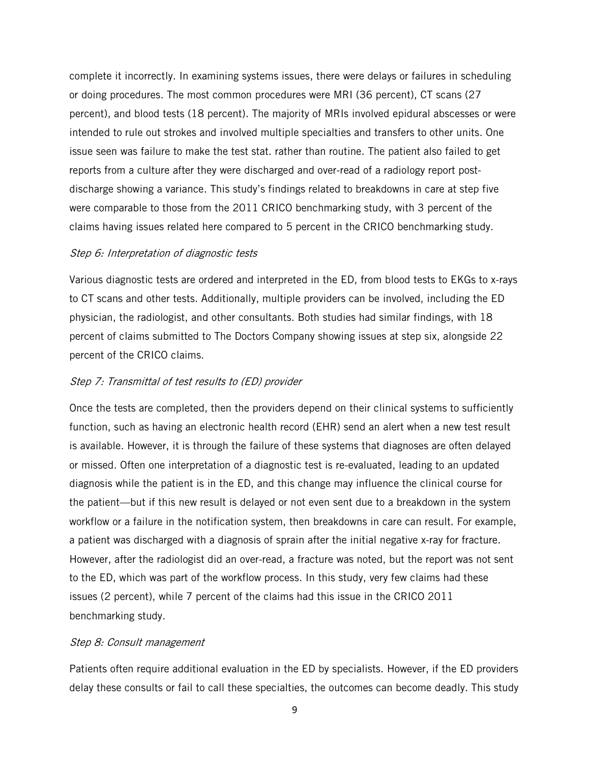complete it incorrectly. In examining systems issues, there were delays or failures in scheduling or doing procedures. The most common procedures were MRI (36 percent), CT scans (27 percent), and blood tests (18 percent). The majority of MRIs involved epidural abscesses or were intended to rule out strokes and involved multiple specialties and transfers to other units. One issue seen was failure to make the test stat. rather than routine. The patient also failed to get reports from a culture after they were discharged and over-read of a radiology report post-discharge showing a variance. This study's findings related to breakdowns in care at step five were comparable to those from the 2011 CRICO benchmarking study, with 3 percent of the claims having issues related here compared to 5 percent in the CRICO benchmarking study.

*Step 6: Interpretation of diagnostic tests*

Various diagnostic tests are ordered and interpreted in the ED, from blood tests to EKGs to x-rays to CT scans and other tests. Additionally, multiple providers can be involved, including the ED physician, the radiologist, and other consultants. Both studies had similar findings, with 18 percent of claims submitted to The Doctors Company showing issues at step six, alongside 22 percent of the CRICO claims.

*Step 7: Transmittal of test results to (ED) provider*

Once the tests are completed, then the providers depend on their clinical systems to sufficiently function, such as having an electronic health record (EHR) send an alert when a new test result is available. However, it is through the failure of these systems that diagnoses are often delayed or missed. Often one interpretation of a diagnostic test is re-evaluated, leading to an updated diagnosis while the patient is in the ED, and this change may influence the clinical course for the patient—but if this new result is delayed or not even sent due to a breakdown in the system workflow or a failure in the notification system, then breakdowns in care can result. For example, a patient was discharged with a diagnosis of sprain after the initial negative x-ray for fracture. However, after the radiologist did an over-read, a fracture was noted, but the report was not sent to the ED, which was part of the workflow process. In this study, very few claims had these issues (2 percent), while 7 percent of the claims had this issue in the CRICO 2011 benchmarking study.

*Step 8: Consult management*

Patients often require additional evaluation in the ED by specialists. However, if the ED providers delay these consults or fail to call these specialties, the outcomes can become deadly. This study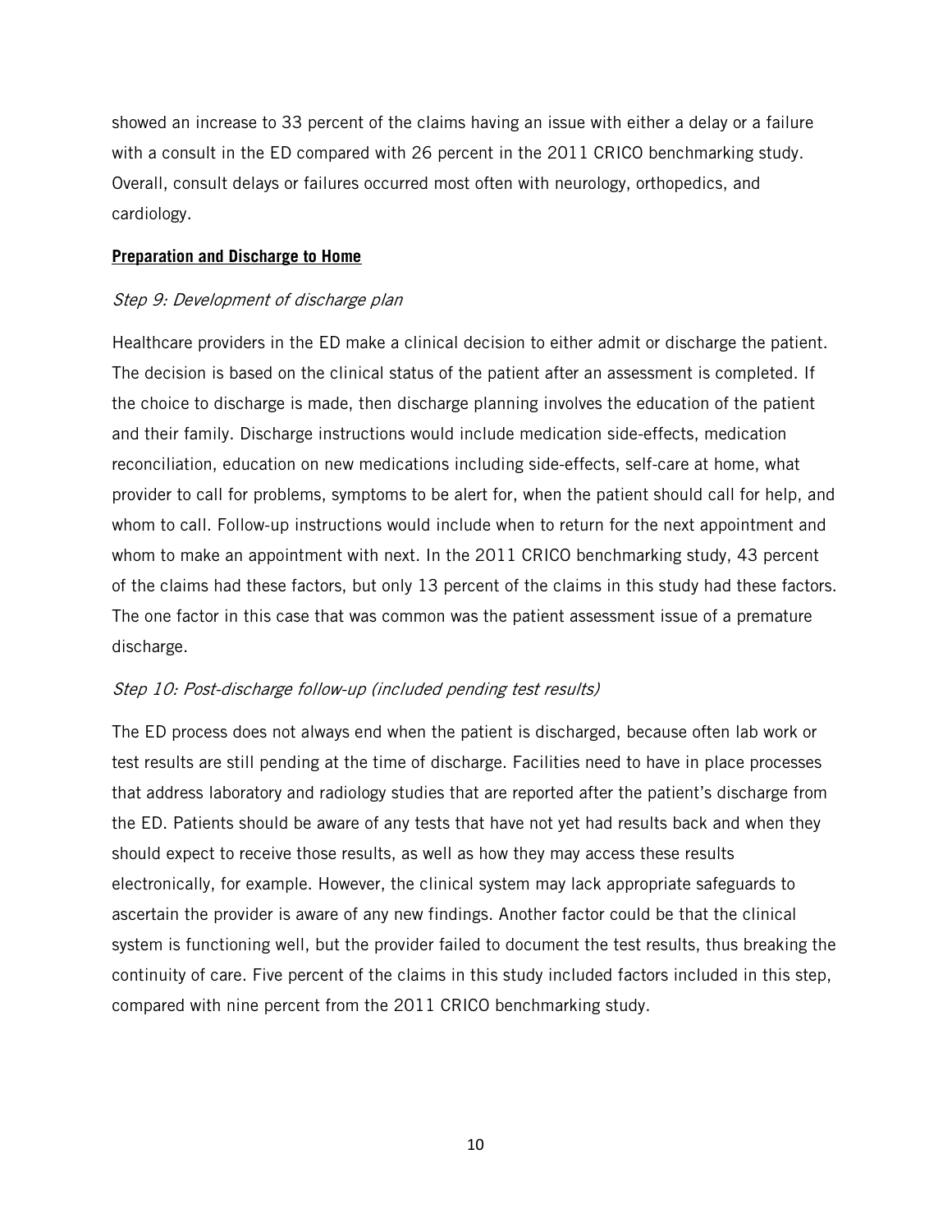showed an increase to 33 percent of the claims having an issue with either a delay or a failure with a consult in the ED compared with 26 percent in the 2011 CRICO benchmarking study. Overall, consult delays or failures occurred most often with neurology, orthopedics, and cardiology.

**Preparation and Discharge to Home**

*Step 9: Development of discharge plan*

Healthcare providers in the ED make a clinical decision to either admit or discharge the patient. The decision is based on the clinical status of the patient after an assessment is completed. If the choice to discharge is made, then discharge planning involves the education of the patient and their family. Discharge instructions would include medication side-effects, medication reconciliation, education on new medications including side-effects, self-care at home, what provider to call for problems, symptoms to be alert for, when the patient should call for help, and whom to call. Follow-up instructions would include when to return for the next appointment and whom to make an appointment with next. In the 2011 CRICO benchmarking study, 43 percent of the claims had these factors, but only 13 percent of the claims in this study had these factors. The one factor in this case that was common was the patient assessment issue of a premature discharge.

*Step 10: Post-discharge follow-up (included pending test results)*

The ED process does not always end when the patient is discharged, because often lab work or test results are still pending at the time of discharge. Facilities need to have in place processes that address laboratory and radiology studies that are reported after the patient's discharge from the ED. Patients should be aware of any tests that have not yet had results back and when they should expect to receive those results, as well as how they may access these results electronically, for example. However, the clinical system may lack appropriate safeguards to ascertain the provider is aware of any new findings. Another factor could be that the clinical system is functioning well, but the provider failed to document the test results, thus breaking the continuity of care. Five percent of the claims in this study included factors included in this step, compared with nine percent from the 2011 CRICO benchmarking study.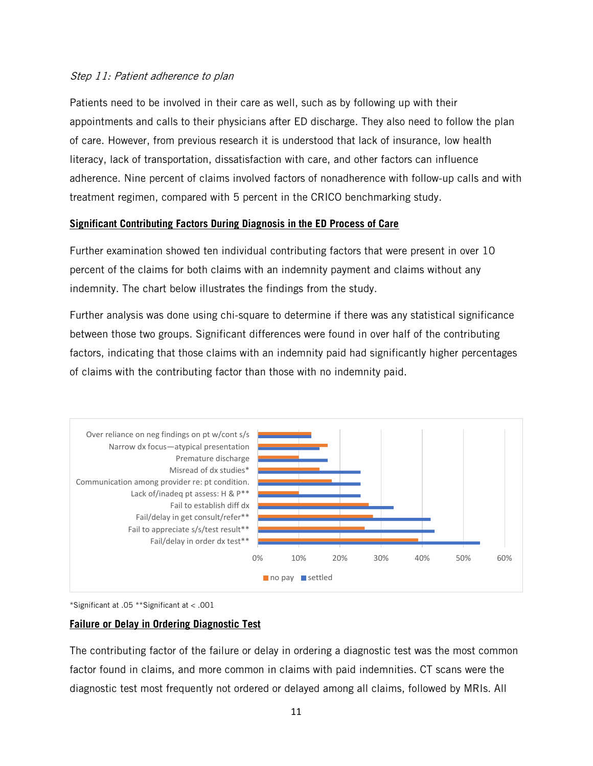*Step 11: Patient adherence to plan*

Patients need to be involved in their care as well, such as by following up with their appointments and calls to their physicians after ED discharge. They also need to follow the plan of care. However, from previous research it is understood that lack of insurance, low health literacy, lack of transportation, dissatisfaction with care, and other factors can influence adherence. Nine percent of claims involved factors of nonadherence with follow-up calls and with treatment regimen, compared with 5 percent in the CRICO benchmarking study.

## Significant Contributing Factors During Diagnosis in the ED Process of Care

Further examination showed ten individual contributing factors that were present in over 10 percent of the claims for both claims with an indemnity payment and claims without any indemnity. The chart below illustrates the findings from the study.

Further analysis was done using chi-square to determine if there was any statistical significance between those two groups. Significant differences were found in over half of the contributing factors, indicating that those claims with an indemnity paid had significantly higher percentages of claims with the contributing factor than those with no indemnity paid.

- Over reliance on neg findings on pt w/cont s/s
- Narrow dx focus—atypical presentation
- Premature discharge
- Misread of dx studies*
- Communication among provider re: pt condition.
- Lack of/inadeq pt assess: H & P**
- Fail to establish diff dx
- Fail/delay in get consult/refer**
- Fail to appreciate s/s/test result**
- Fail/delay in order dx test**

0% 10% 20% 30% 40% 50% 60%

no pay settled

*Significant at .05 **Significant at < .001

## Failure or Delay in Ordering Diagnostic Test

The contributing factor of the failure or delay in ordering a diagnostic test was the most common factor found in claims, and more common in claims with paid indemnities. CT scans were the diagnostic test most frequently not ordered or delayed among all claims, followed by MRIs. All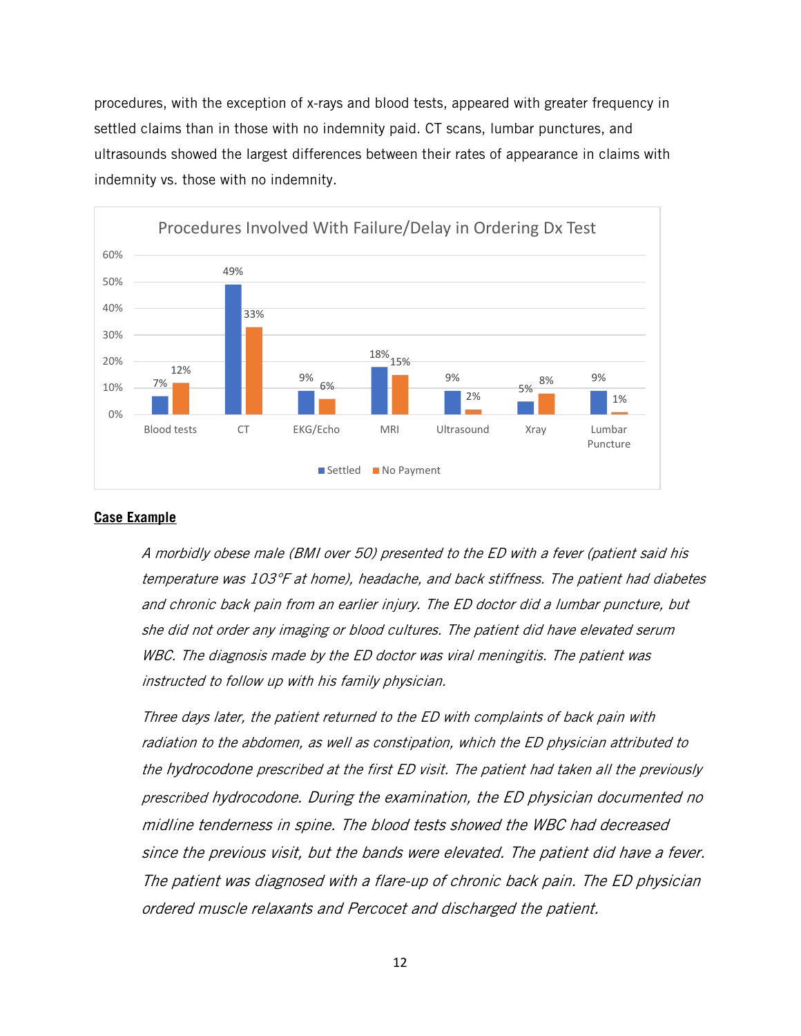procedures, with the exception of x-rays and blood tests, appeared with greater frequency in settled claims than in those with no indemnity paid. CT scans, lumbar punctures, and ultrasounds showed the largest differences between their rates of appearance in claims with indemnity vs. those with no indemnity.

**Procedures Involved With Failure/Delay in Ordering Dx Test**

| Procedure | Settled | No Payment |
|---|---|---|
| Blood tests | 7% | 12% |
| CT | 49% | 33% |
| EKG/Echo | 9% | 6% |
| MRI | 18% | 15% |
| Ultrasound | 9% | 2% |
| Xray | 5% | 8% |
| Lumbar Puncture | 9% | 1% |

## Case Example

*A morbidly obese male (BMI over 50) presented to the ED with a fever (patient said his temperature was 103°F at home), headache, and back stiffness. The patient had diabetes and chronic back pain from an earlier injury. The ED doctor did a lumbar puncture, but she did not order any imaging or blood cultures. The patient did have elevated serum WBC. The diagnosis made by the ED doctor was viral meningitis. The patient was instructed to follow up with his family physician.*

*Three days later, the patient returned to the ED with complaints of back pain with radiation to the abdomen, as well as constipation, which the ED physician attributed to the hydrocodone prescribed at the first ED visit. The patient had taken all the previously prescribed hydrocodone. During the examination, the ED physician documented no midline tenderness in spine. The blood tests showed the WBC had decreased since the previous visit, but the bands were elevated. The patient did have a fever. The patient was diagnosed with a flare-up of chronic back pain. The ED physician ordered muscle relaxants and Percocet and discharged the patient.*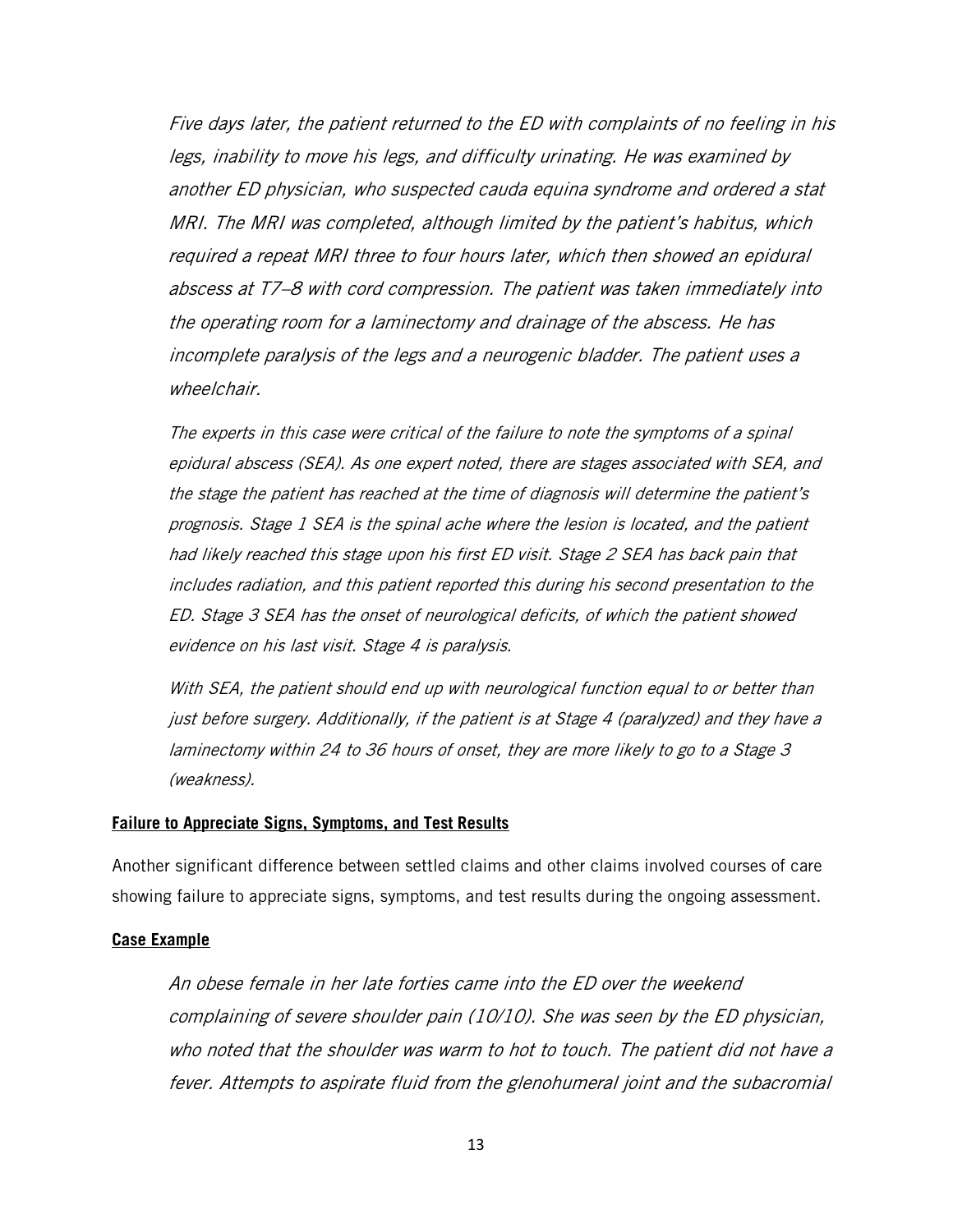*Five days later, the patient returned to the ED with complaints of no feeling in his legs, inability to move his legs, and difficulty urinating. He was examined by another ED physician, who suspected cauda equina syndrome and ordered a stat MRI. The MRI was completed, although limited by the patient's habitus, which required a repeat MRI three to four hours later, which then showed an epidural abscess at T7–8 with cord compression. The patient was taken immediately into the operating room for a laminectomy and drainage of the abscess. He has incomplete paralysis of the legs and a neurogenic bladder. The patient uses a wheelchair.*

*The experts in this case were critical of the failure to note the symptoms of a spinal epidural abscess (SEA). As one expert noted, there are stages associated with SEA, and the stage the patient has reached at the time of diagnosis will determine the patient's prognosis. Stage 1 SEA is the spinal ache where the lesion is located, and the patient had likely reached this stage upon his first ED visit. Stage 2 SEA has back pain that includes radiation, and this patient reported this during his second presentation to the ED. Stage 3 SEA has the onset of neurological deficits, of which the patient showed evidence on his last visit. Stage 4 is paralysis.*

*With SEA, the patient should end up with neurological function equal to or better than just before surgery. Additionally, if the patient is at Stage 4 (paralyzed) and they have a laminectomy within 24 to 36 hours of onset, they are more likely to go to a Stage 3 (weakness).*

**Failure to Appreciate Signs, Symptoms, and Test Results**

Another significant difference between settled claims and other claims involved courses of care showing failure to appreciate signs, symptoms, and test results during the ongoing assessment.

**Case Example**

*An obese female in her late forties came into the ED over the weekend complaining of severe shoulder pain (10/10). She was seen by the ED physician, who noted that the shoulder was warm to hot to touch. The patient did not have a fever. Attempts to aspirate fluid from the glenohumeral joint and the subacromial*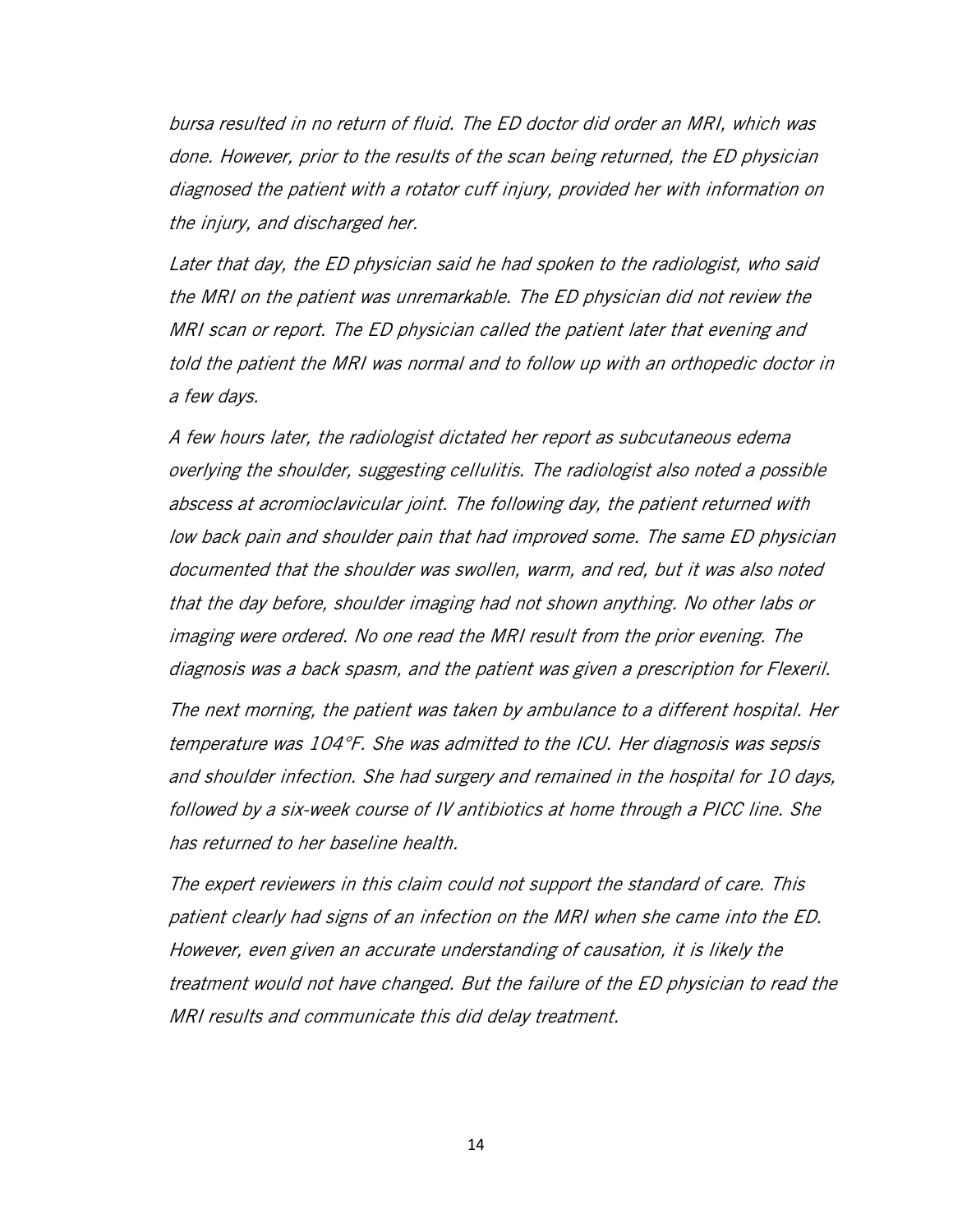*bursa resulted in no return of fluid. The ED doctor did order an MRI, which was done. However, prior to the results of the scan being returned, the ED physician diagnosed the patient with a rotator cuff injury, provided her with information on the injury, and discharged her.*

*Later that day, the ED physician said he had spoken to the radiologist, who said the MRI on the patient was unremarkable. The ED physician did not review the MRI scan or report. The ED physician called the patient later that evening and told the patient the MRI was normal and to follow up with an orthopedic doctor in a few days.*

*A few hours later, the radiologist dictated her report as subcutaneous edema overlying the shoulder, suggesting cellulitis. The radiologist also noted a possible abscess at acromioclavicular joint. The following day, the patient returned with low back pain and shoulder pain that had improved some. The same ED physician documented that the shoulder was swollen, warm, and red, but it was also noted that the day before, shoulder imaging had not shown anything. No other labs or imaging were ordered. No one read the MRI result from the prior evening. The diagnosis was a back spasm, and the patient was given a prescription for Flexeril.*

*The next morning, the patient was taken by ambulance to a different hospital. Her temperature was 104°F. She was admitted to the ICU. Her diagnosis was sepsis and shoulder infection. She had surgery and remained in the hospital for 10 days, followed by a six-week course of IV antibiotics at home through a PICC line. She has returned to her baseline health.*

*The expert reviewers in this claim could not support the standard of care. This patient clearly had signs of an infection on the MRI when she came into the ED. However, even given an accurate understanding of causation, it is likely the treatment would not have changed. But the failure of the ED physician to read the MRI results and communicate this did delay treatment.*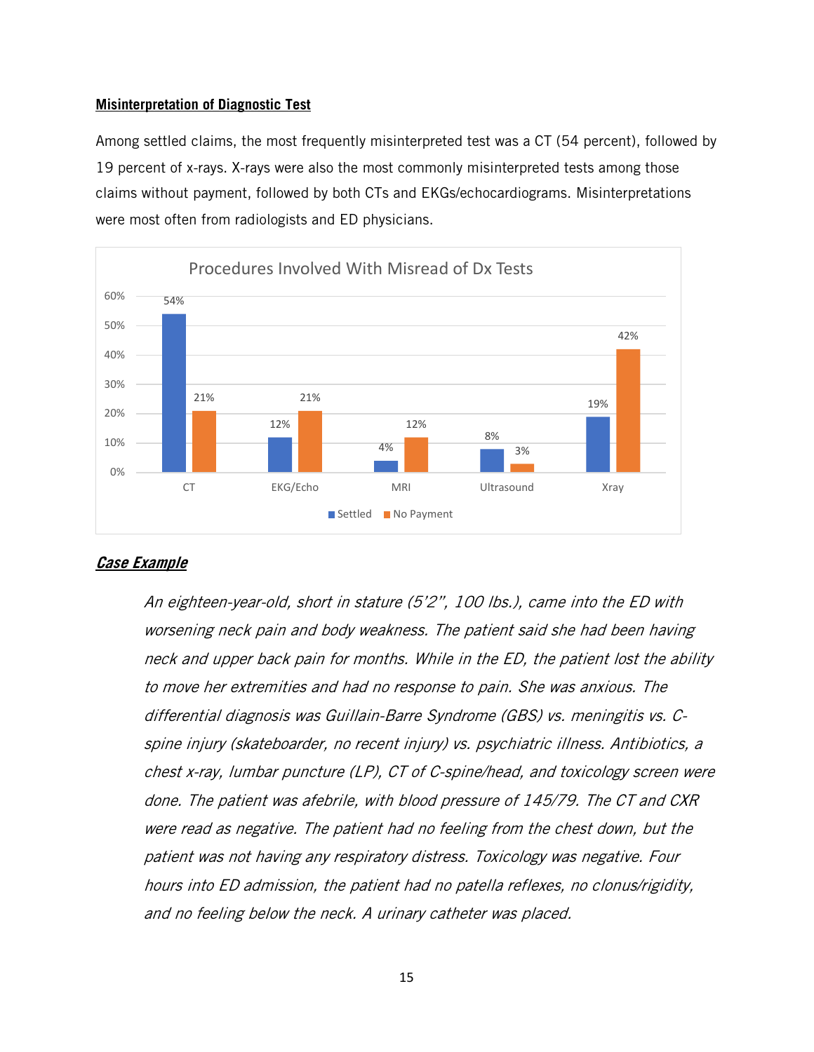**Misinterpretation of Diagnostic Test**

Among settled claims, the most frequently misinterpreted test was a CT (54 percent), followed by 19 percent of x-rays. X-rays were also the most commonly misinterpreted tests among those claims without payment, followed by both CTs and EKGs/echocardiograms. Misinterpretations were most often from radiologists and ED physicians.

Procedures Involved With Misread of Dx Tests

| | Settled | No Payment |
|---|---|---|
| CT | 54% | 21% |
| EKG/Echo | 12% | 21% |
| MRI | 4% | 12% |
| Ultrasound | 8% | 3% |
| Xray | 19% | 42% |

***Case Example***

> *An eighteen-year-old, short in stature (5'2", 100 lbs.), came into the ED with worsening neck pain and body weakness. The patient said she had been having neck and upper back pain for months. While in the ED, the patient lost the ability to move her extremities and had no response to pain. She was anxious. The differential diagnosis was Guillain-Barre Syndrome (GBS) vs. meningitis vs. C-spine injury (skateboarder, no recent injury) vs. psychiatric illness. Antibiotics, a chest x-ray, lumbar puncture (LP), CT of C-spine/head, and toxicology screen were done. The patient was afebrile, with blood pressure of 145/79. The CT and CXR were read as negative. The patient had no feeling from the chest down, but the patient was not having any respiratory distress. Toxicology was negative. Four hours into ED admission, the patient had no patella reflexes, no clonus/rigidity, and no feeling below the neck. A urinary catheter was placed.*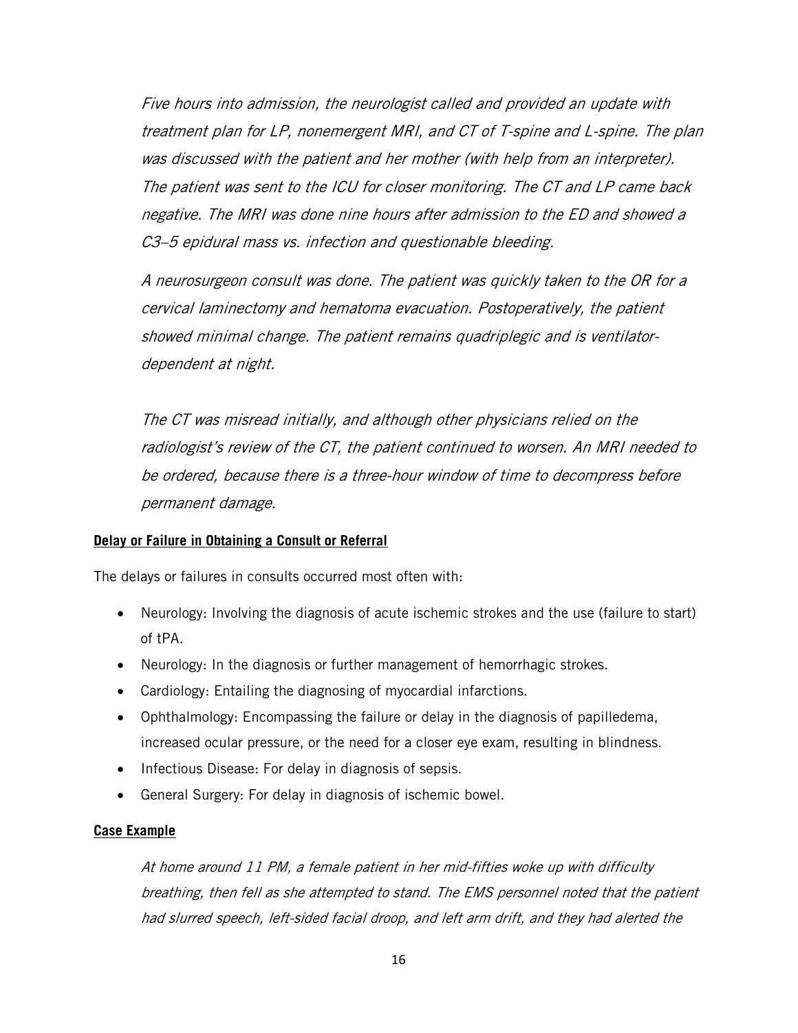*Five hours into admission, the neurologist called and provided an update with treatment plan for LP, nonemergent MRI, and CT of T-spine and L-spine. The plan was discussed with the patient and her mother (with help from an interpreter). The patient was sent to the ICU for closer monitoring. The CT and LP came back negative. The MRI was done nine hours after admission to the ED and showed a C3–5 epidural mass vs. infection and questionable bleeding.*

*A neurosurgeon consult was done. The patient was quickly taken to the OR for a cervical laminectomy and hematoma evacuation. Postoperatively, the patient showed minimal change. The patient remains quadriplegic and is ventilator-dependent at night.*

*The CT was misread initially, and although other physicians relied on the radiologist's review of the CT, the patient continued to worsen. An MRI needed to be ordered, because there is a three-hour window of time to decompress before permanent damage.*

**Delay or Failure in Obtaining a Consult or Referral**

The delays or failures in consults occurred most often with:

- Neurology: Involving the diagnosis of acute ischemic strokes and the use (failure to start) of tPA.
- Neurology: In the diagnosis or further management of hemorrhagic strokes.
- Cardiology: Entailing the diagnosing of myocardial infarctions.
- Ophthalmology: Encompassing the failure or delay in the diagnosis of papilledema, increased ocular pressure, or the need for a closer eye exam, resulting in blindness.
- Infectious Disease: For delay in diagnosis of sepsis.
- General Surgery: For delay in diagnosis of ischemic bowel.

**Case Example**

*At home around 11 PM, a female patient in her mid-fifties woke up with difficulty breathing, then fell as she attempted to stand. The EMS personnel noted that the patient had slurred speech, left-sided facial droop, and left arm drift, and they had alerted the*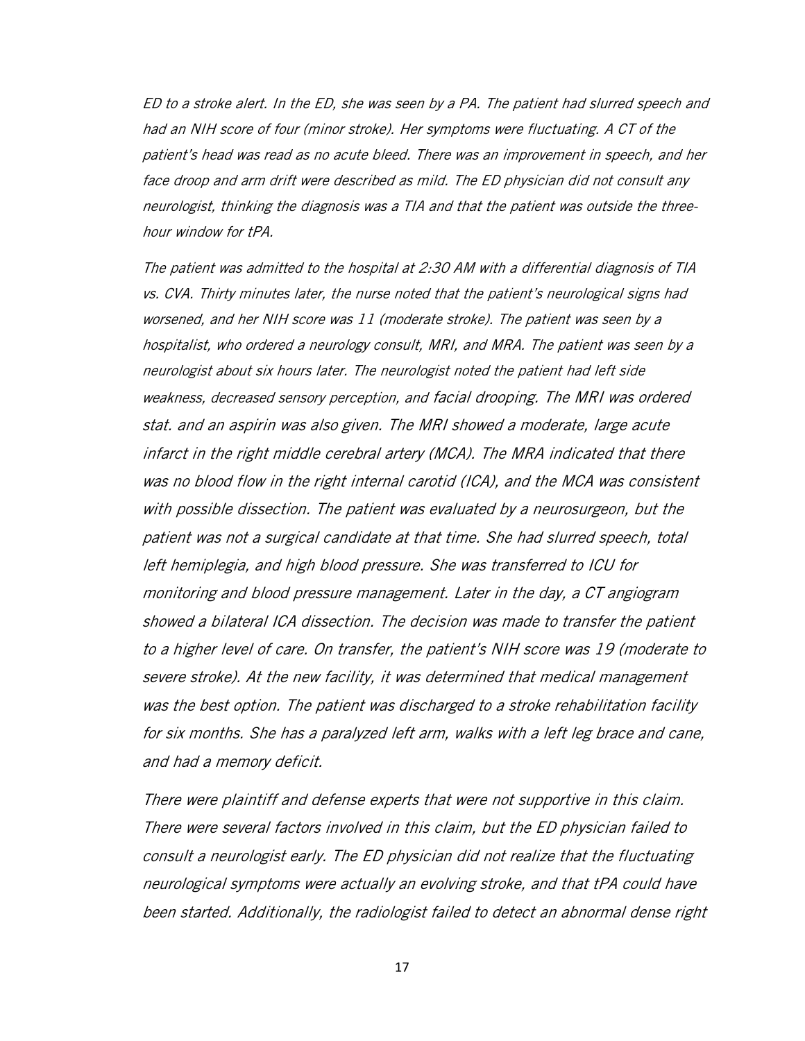*ED to a stroke alert. In the ED, she was seen by a PA. The patient had slurred speech and had an NIH score of four (minor stroke). Her symptoms were fluctuating. A CT of the patient's head was read as no acute bleed. There was an improvement in speech, and her face droop and arm drift were described as mild. The ED physician did not consult any neurologist, thinking the diagnosis was a TIA and that the patient was outside the three-hour window for tPA.*

*The patient was admitted to the hospital at 2:30 AM with a differential diagnosis of TIA vs. CVA. Thirty minutes later, the nurse noted that the patient's neurological signs had worsened, and her NIH score was 11 (moderate stroke). The patient was seen by a hospitalist, who ordered a neurology consult, MRI, and MRA. The patient was seen by a neurologist about six hours later. The neurologist noted the patient had left side weakness, decreased sensory perception, and facial drooping. The MRI was ordered stat. and an aspirin was also given. The MRI showed a moderate, large acute infarct in the right middle cerebral artery (MCA). The MRA indicated that there was no blood flow in the right internal carotid (ICA), and the MCA was consistent with possible dissection. The patient was evaluated by a neurosurgeon, but the patient was not a surgical candidate at that time. She had slurred speech, total left hemiplegia, and high blood pressure. She was transferred to ICU for monitoring and blood pressure management. Later in the day, a CT angiogram showed a bilateral ICA dissection. The decision was made to transfer the patient to a higher level of care. On transfer, the patient's NIH score was 19 (moderate to severe stroke). At the new facility, it was determined that medical management was the best option. The patient was discharged to a stroke rehabilitation facility for six months. She has a paralyzed left arm, walks with a left leg brace and cane, and had a memory deficit.*

*There were plaintiff and defense experts that were not supportive in this claim. There were several factors involved in this claim, but the ED physician failed to consult a neurologist early. The ED physician did not realize that the fluctuating neurological symptoms were actually an evolving stroke, and that tPA could have been started. Additionally, the radiologist failed to detect an abnormal dense right*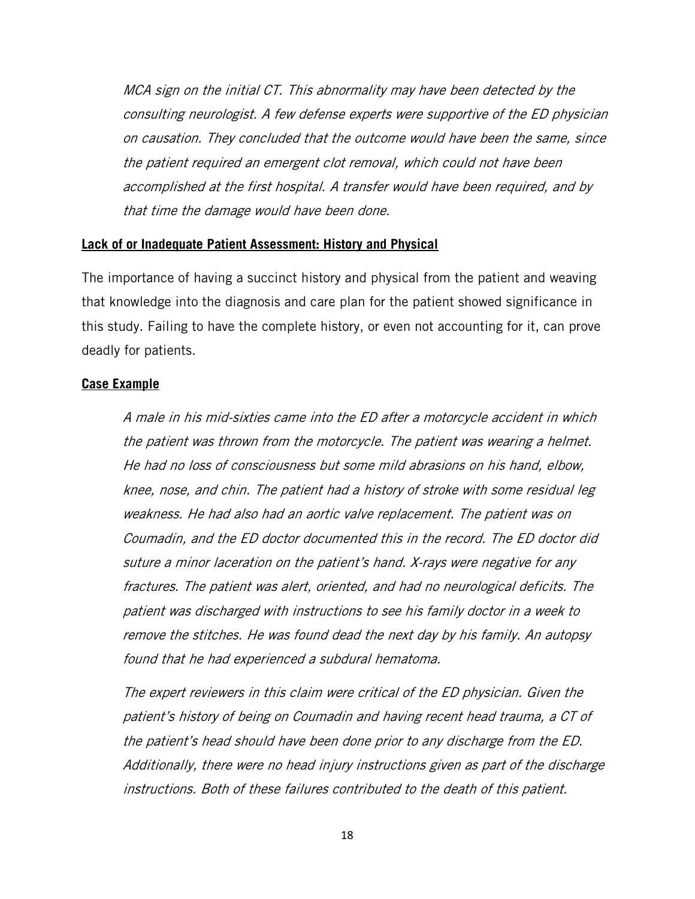*MCA sign on the initial CT. This abnormality may have been detected by the consulting neurologist. A few defense experts were supportive of the ED physician on causation. They concluded that the outcome would have been the same, since the patient required an emergent clot removal, which could not have been accomplished at the first hospital. A transfer would have been required, and by that time the damage would have been done.*

**Lack of or Inadequate Patient Assessment: History and Physical**

The importance of having a succinct history and physical from the patient and weaving that knowledge into the diagnosis and care plan for the patient showed significance in this study. Failing to have the complete history, or even not accounting for it, can prove deadly for patients.

**Case Example**

*A male in his mid-sixties came into the ED after a motorcycle accident in which the patient was thrown from the motorcycle. The patient was wearing a helmet. He had no loss of consciousness but some mild abrasions on his hand, elbow, knee, nose, and chin. The patient had a history of stroke with some residual leg weakness. He had also had an aortic valve replacement. The patient was on Coumadin, and the ED doctor documented this in the record. The ED doctor did suture a minor laceration on the patient's hand. X-rays were negative for any fractures. The patient was alert, oriented, and had no neurological deficits. The patient was discharged with instructions to see his family doctor in a week to remove the stitches. He was found dead the next day by his family. An autopsy found that he had experienced a subdural hematoma.*

*The expert reviewers in this claim were critical of the ED physician. Given the patient's history of being on Coumadin and having recent head trauma, a CT of the patient's head should have been done prior to any discharge from the ED. Additionally, there were no head injury instructions given as part of the discharge instructions. Both of these failures contributed to the death of this patient.*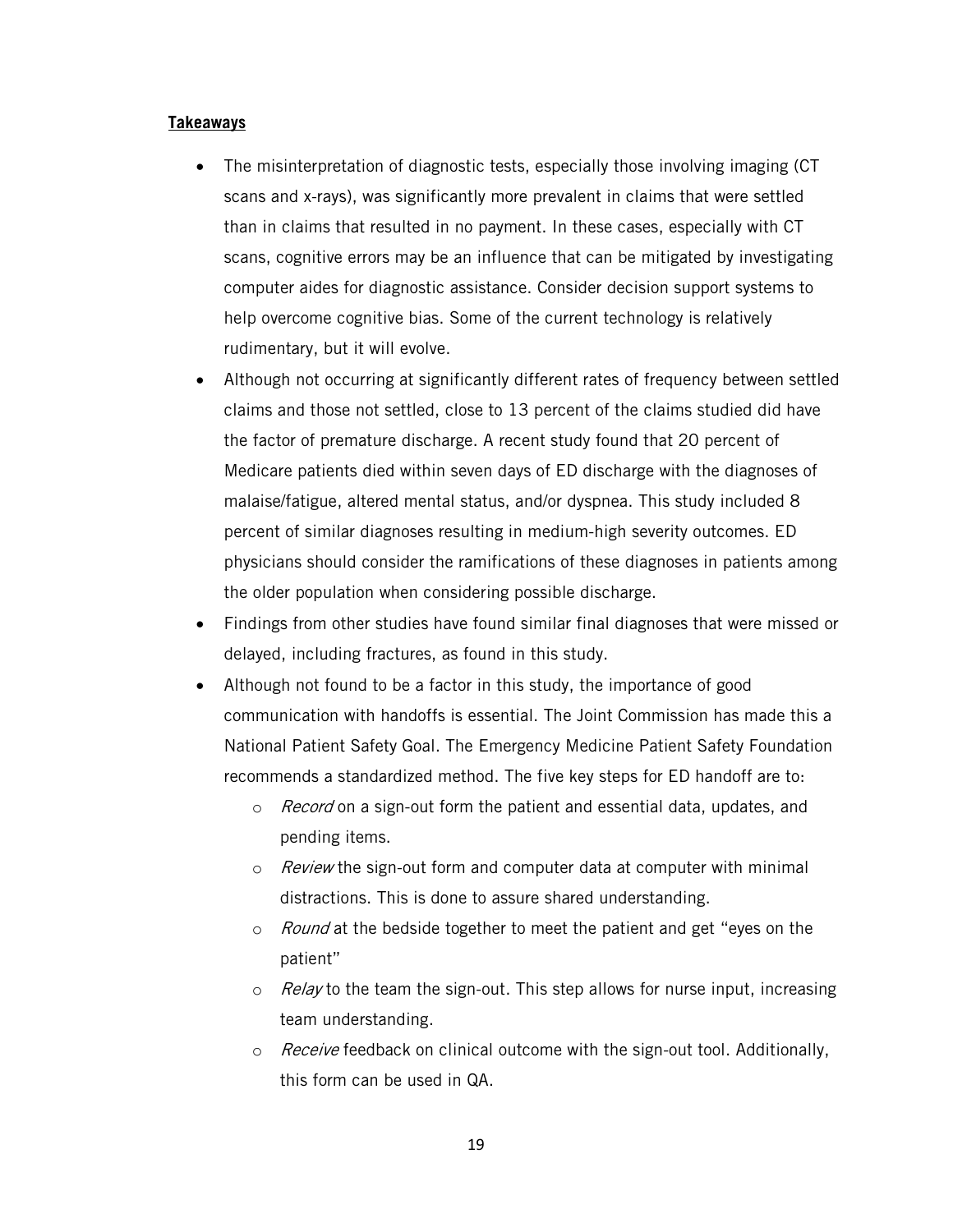**Takeaways**

- The misinterpretation of diagnostic tests, especially those involving imaging (CT scans and x-rays), was significantly more prevalent in claims that were settled than in claims that resulted in no payment. In these cases, especially with CT scans, cognitive errors may be an influence that can be mitigated by investigating computer aides for diagnostic assistance. Consider decision support systems to help overcome cognitive bias. Some of the current technology is relatively rudimentary, but it will evolve.
- Although not occurring at significantly different rates of frequency between settled claims and those not settled, close to 13 percent of the claims studied did have the factor of premature discharge. A recent study found that 20 percent of Medicare patients died within seven days of ED discharge with the diagnoses of malaise/fatigue, altered mental status, and/or dyspnea. This study included 8 percent of similar diagnoses resulting in medium-high severity outcomes. ED physicians should consider the ramifications of these diagnoses in patients among the older population when considering possible discharge.
- Findings from other studies have found similar final diagnoses that were missed or delayed, including fractures, as found in this study.
- Although not found to be a factor in this study, the importance of good communication with handoffs is essential. The Joint Commission has made this a National Patient Safety Goal. The Emergency Medicine Patient Safety Foundation recommends a standardized method. The five key steps for ED handoff are to:
  - *Record* on a sign-out form the patient and essential data, updates, and pending items.
  - *Review* the sign-out form and computer data at computer with minimal distractions. This is done to assure shared understanding.
  - *Round* at the bedside together to meet the patient and get "eyes on the patient"
  - *Relay* to the team the sign-out. This step allows for nurse input, increasing team understanding.
  - *Receive* feedback on clinical outcome with the sign-out tool. Additionally, this form can be used in QA.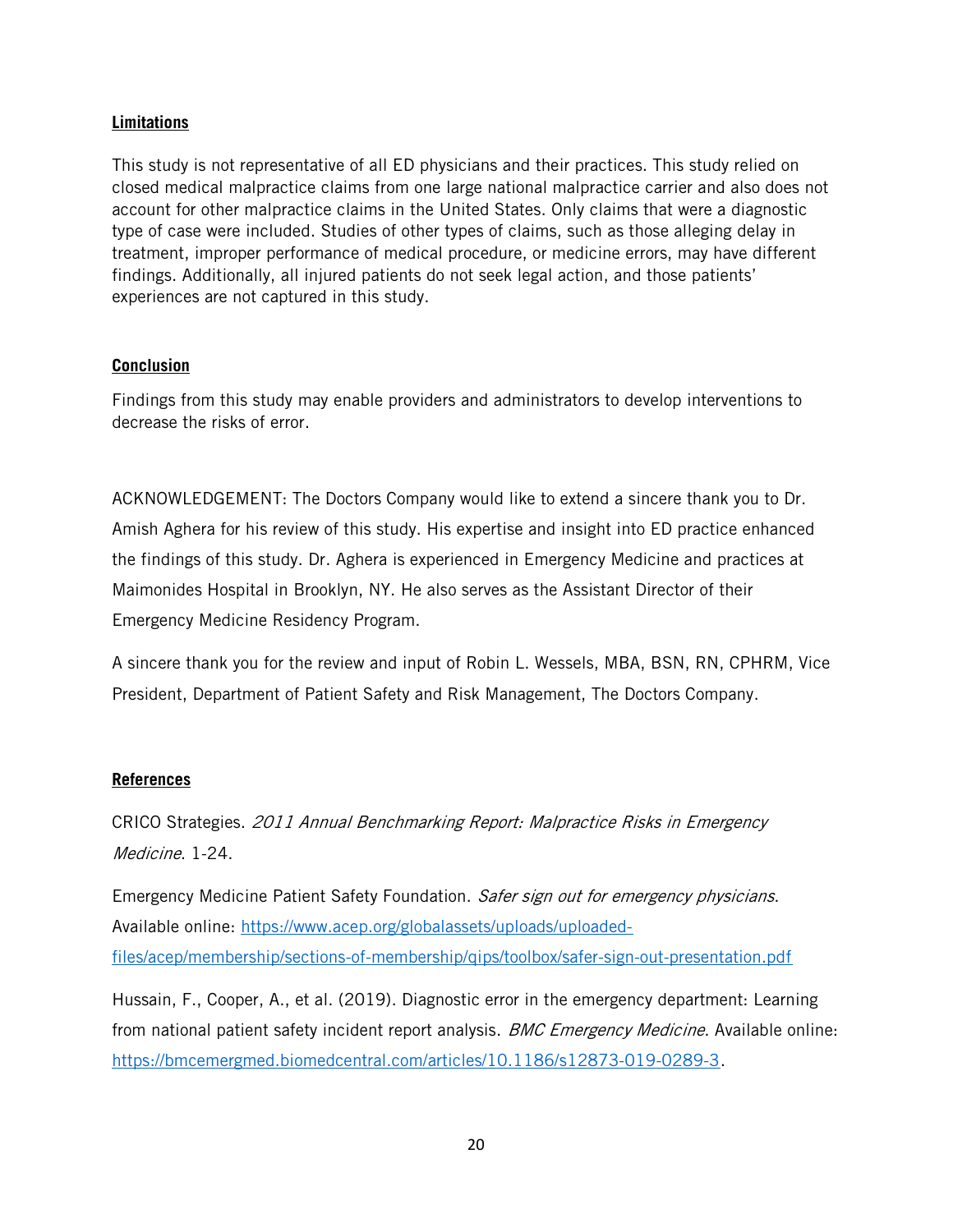## Limitations

This study is not representative of all ED physicians and their practices. This study relied on closed medical malpractice claims from one large national malpractice carrier and also does not account for other malpractice claims in the United States. Only claims that were a diagnostic type of case were included. Studies of other types of claims, such as those alleging delay in treatment, improper performance of medical procedure, or medicine errors, may have different findings. Additionally, all injured patients do not seek legal action, and those patients' experiences are not captured in this study.

## Conclusion

Findings from this study may enable providers and administrators to develop interventions to decrease the risks of error.

ACKNOWLEDGEMENT: The Doctors Company would like to extend a sincere thank you to Dr. Amish Aghera for his review of this study. His expertise and insight into ED practice enhanced the findings of this study. Dr. Aghera is experienced in Emergency Medicine and practices at Maimonides Hospital in Brooklyn, NY. He also serves as the Assistant Director of their Emergency Medicine Residency Program.

A sincere thank you for the review and input of Robin L. Wessels, MBA, BSN, RN, CPHRM, Vice President, Department of Patient Safety and Risk Management, The Doctors Company.

## References

CRICO Strategies. *2011 Annual Benchmarking Report: Malpractice Risks in Emergency Medicine*. 1-24.

Emergency Medicine Patient Safety Foundation. *Safer sign out for emergency physicians*. Available online: [https://www.acep.org/globalassets/uploads/uploaded-files/acep/membership/sections-of-membership/qips/toolbox/safer-sign-out-presentation.pdf](https://www.acep.org/globalassets/uploads/uploaded-files/acep/membership/sections-of-membership/qips/toolbox/safer-sign-out-presentation.pdf)

Hussain, F., Cooper, A., et al. (2019). Diagnostic error in the emergency department: Learning from national patient safety incident report analysis. *BMC Emergency Medicine*. Available online: [https://bmcemergmed.biomedcentral.com/articles/10.1186/s12873-019-0289-3](https://bmcemergmed.biomedcentral.com/articles/10.1186/s12873-019-0289-3).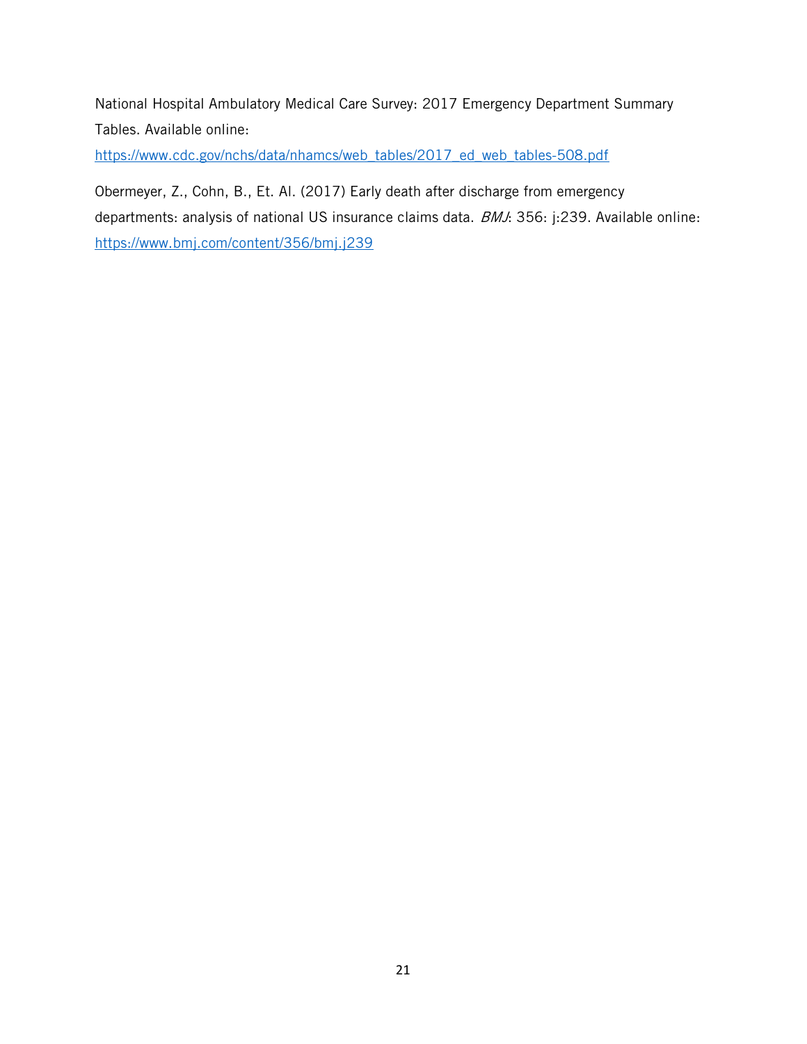National Hospital Ambulatory Medical Care Survey: 2017 Emergency Department Summary Tables. Available online: https://www.cdc.gov/nchs/data/nhamcs/web_tables/2017_ed_web_tables-508.pdf

Obermeyer, Z., Cohn, B., Et. Al. (2017) Early death after discharge from emergency departments: analysis of national US insurance claims data. *BMJ*: 356: j:239. Available online: https://www.bmj.com/content/356/bmj.j239